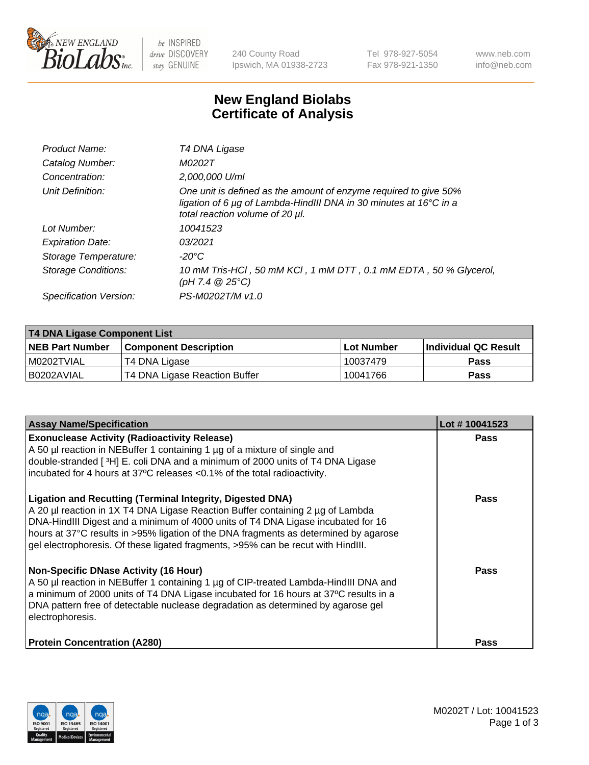# New England Biolabs
# Certificate of Analysis

| | |
|---|---|
| Product Name: | *T4 DNA Ligase* |
| Catalog Number: | *M0202T* |
| Concentration: | *2,000,000 U/ml* |
| Unit Definition: | *One unit is defined as the amount of enzyme required to give 50% ligation of 6 µg of Lambda-HindIII DNA in 30 minutes at 16°C in a total reaction volume of 20 µl.* |
| Lot Number: | *10041523* |
| Expiration Date: | *03/2021* |
| Storage Temperature: | *-20°C* |
| Storage Conditions: | *10 mM Tris-HCl , 50 mM KCl , 1 mM DTT , 0.1 mM EDTA , 50 % Glycerol, (pH 7.4 @ 25°C)* |
| Specification Version: | *PS-M0202T/M v1.0* |

| T4 DNA Ligase Component List | | | |
|---|---|---|---|
| **NEB Part Number** | **Component Description** | **Lot Number** | **Individual QC Result** |
| M0202TVIAL | T4 DNA Ligase | 10037479 | Pass |
| B0202AVIAL | T4 DNA Ligase Reaction Buffer | 10041766 | Pass |

| Assay Name/Specification | Lot # 10041523 |
|---|---|
| **Exonuclease Activity (Radioactivity Release)**<br>A 50 µl reaction in NEBuffer 1 containing 1 µg of a mixture of single and double-stranded [ $^3$H] E. coli DNA and a minimum of 2000 units of T4 DNA Ligase incubated for 4 hours at 37ºC releases <0.1% of the total radioactivity. | Pass |
| **Ligation and Recutting (Terminal Integrity, Digested DNA)**<br>A 20 µl reaction in 1X T4 DNA Ligase Reaction Buffer containing 2 µg of Lambda DNA-HindIII Digest and a minimum of 4000 units of T4 DNA Ligase incubated for 16 hours at 37°C results in >95% ligation of the DNA fragments as determined by agarose gel electrophoresis. Of these ligated fragments, >95% can be recut with HindIII. | Pass |
| **Non-Specific DNase Activity (16 Hour)**<br>A 50 µl reaction in NEBuffer 1 containing 1 µg of CIP-treated Lambda-HindIII DNA and a minimum of 2000 units of T4 DNA Ligase incubated for 16 hours at 37ºC results in a DNA pattern free of detectable nuclease degradation as determined by agarose gel electrophoresis. | Pass |
| **Protein Concentration (A280)** | Pass |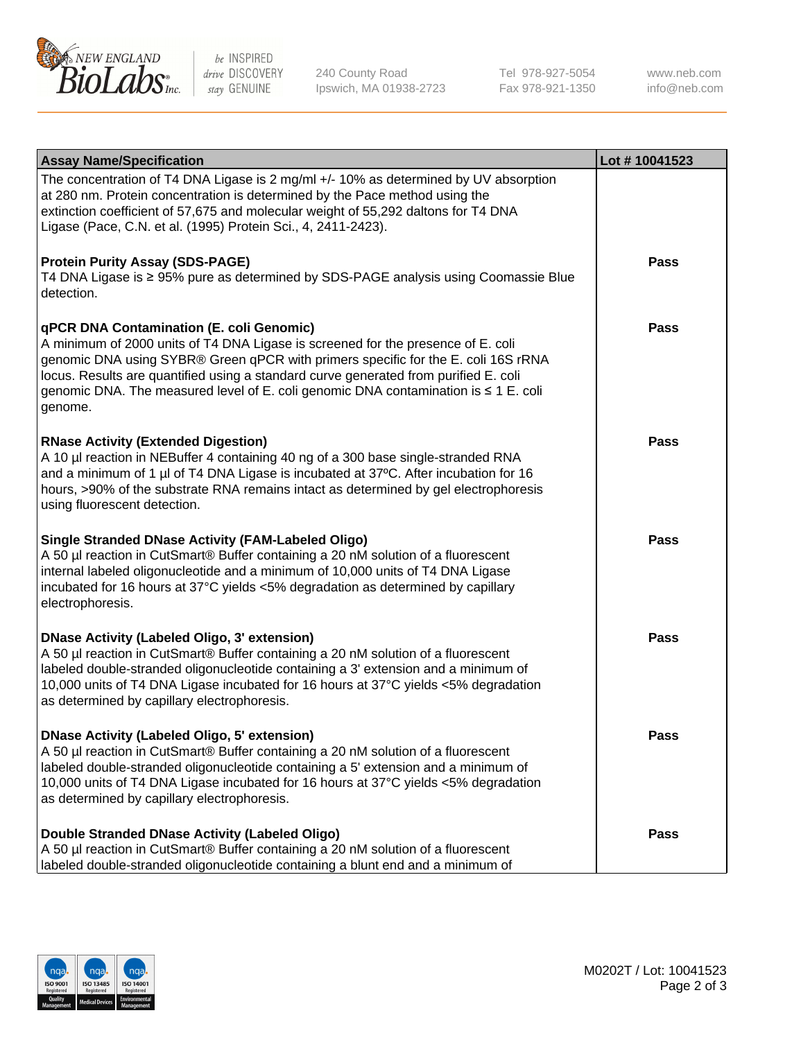| Assay Name/Specification | Lot # 10041523 |
|---|---|
| The concentration of T4 DNA Ligase is 2 mg/ml +/- 10% as determined by UV absorption at 280 nm. Protein concentration is determined by the Pace method using the extinction coefficient of 57,675 and molecular weight of 55,292 daltons for T4 DNA Ligase (Pace, C.N. et al. (1995) Protein Sci., 4, 2411-2423). | |
| **Protein Purity Assay (SDS-PAGE)**<br>T4 DNA Ligase is ≥ 95% pure as determined by SDS-PAGE analysis using Coomassie Blue detection. | **Pass** |
| **qPCR DNA Contamination (E. coli Genomic)**<br>A minimum of 2000 units of T4 DNA Ligase is screened for the presence of E. coli genomic DNA using SYBR® Green qPCR with primers specific for the E. coli 16S rRNA locus. Results are quantified using a standard curve generated from purified E. coli genomic DNA. The measured level of E. coli genomic DNA contamination is ≤ 1 E. coli genome. | **Pass** |
| **RNase Activity (Extended Digestion)**<br>A 10 µl reaction in NEBuffer 4 containing 40 ng of a 300 base single-stranded RNA and a minimum of 1 µl of T4 DNA Ligase is incubated at 37ºC. After incubation for 16 hours, >90% of the substrate RNA remains intact as determined by gel electrophoresis using fluorescent detection. | **Pass** |
| **Single Stranded DNase Activity (FAM-Labeled Oligo)**<br>A 50 µl reaction in CutSmart® Buffer containing a 20 nM solution of a fluorescent internal labeled oligonucleotide and a minimum of 10,000 units of T4 DNA Ligase incubated for 16 hours at 37°C yields <5% degradation as determined by capillary electrophoresis. | **Pass** |
| **DNase Activity (Labeled Oligo, 3' extension)**<br>A 50 µl reaction in CutSmart® Buffer containing a 20 nM solution of a fluorescent labeled double-stranded oligonucleotide containing a 3' extension and a minimum of 10,000 units of T4 DNA Ligase incubated for 16 hours at 37°C yields <5% degradation as determined by capillary electrophoresis. | **Pass** |
| **DNase Activity (Labeled Oligo, 5' extension)**<br>A 50 µl reaction in CutSmart® Buffer containing a 20 nM solution of a fluorescent labeled double-stranded oligonucleotide containing a 5' extension and a minimum of 10,000 units of T4 DNA Ligase incubated for 16 hours at 37°C yields <5% degradation as determined by capillary electrophoresis. | **Pass** |
| **Double Stranded DNase Activity (Labeled Oligo)**<br>A 50 µl reaction in CutSmart® Buffer containing a 20 nM solution of a fluorescent labeled double-stranded oligonucleotide containing a blunt end and a minimum of | **Pass** |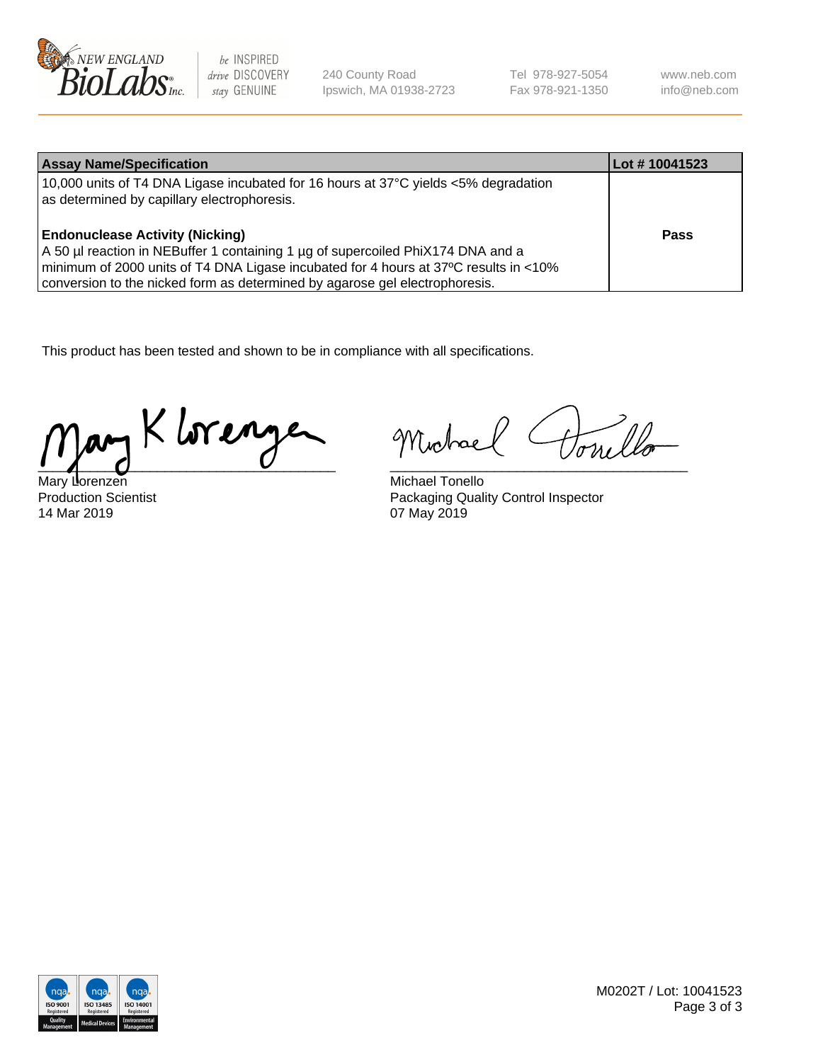240 County Road
Ipswich, MA 01938-2723

Tel 978-927-5054
Fax 978-921-1350

www.neb.com
info@neb.com

| Assay Name/Specification | Lot # 10041523 |
|---|---|
| 10,000 units of T4 DNA Ligase incubated for 16 hours at 37°C yields <5% degradation as determined by capillary electrophoresis. | |
| **Endonuclease Activity (Nicking)**<br>A 50 µl reaction in NEBuffer 1 containing 1 µg of supercoiled PhiX174 DNA and a minimum of 2000 units of T4 DNA Ligase incubated for 4 hours at 37ºC results in <10% conversion to the nicked form as determined by agarose gel electrophoresis. | **Pass** |

This product has been tested and shown to be in compliance with all specifications.

Mary Lorenzen
Production Scientist
14 Mar 2019

Michael Tonello
Packaging Quality Control Inspector
07 May 2019

M0202T / Lot: 10041523